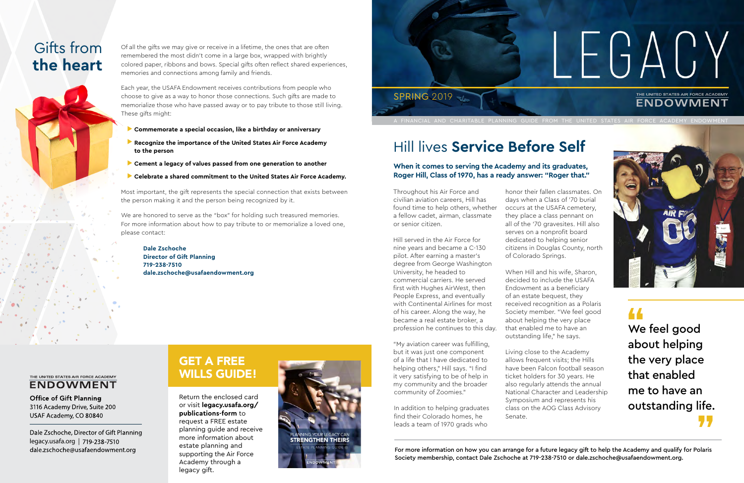# LEGACY

SPRING 2019

THE UNITED STATES AIR FORCE ACADEMY
ENDOWMENT

A FINANCIAL AND CHARITABLE PLANNING GUIDE FROM THE UNITED STATES AIR FORCE ACADEMY ENDOWMENT

## Hill lives **Service Before Self**

**When it comes to serving the Academy and its graduates, Roger Hill, Class of 1970, has a ready answer: "Roger that."**

Throughout his Air Force and civilian aviation careers, Hill has found time to help others, whether a fellow cadet, airman, classmate or senior citizen.

Hill served in the Air Force for nine years and became a C-130 pilot. After earning a master's degree from George Washington University, he headed to commercial carriers. He served first with Hughes AirWest, then People Express, and eventually with Continental Airlines for most of his career. Along the way, he became a real estate broker, a profession he continues to this day.

"My aviation career was fulfilling, but it was just one component of a life that I have dedicated to helping others," Hill says. "I find it very satisfying to be of help in my community and the broader community of Zoomies."

In addition to helping graduates find their Colorado homes, he leads a team of 1970 grads who honor their fallen classmates. On days when a Class of '70 burial occurs at the USAFA cemetery, they place a class pennant on all of the '70 gravesites. Hill also serves on a nonprofit board dedicated to helping senior citizens in Douglas County, north of Colorado Springs.

When Hill and his wife, Sharon, decided to include the USAFA Endowment as a beneficiary of an estate bequest, they received recognition as a Polaris Society member. "We feel good about helping the very place that enabled me to have an outstanding life," he says.

Living close to the Academy allows frequent visits; the Hills have been Falcon football season ticket holders for 30 years. He also regularly attends the annual National Character and Leadership Symposium and represents his class on the AOG Class Advisory Senate.

> "We feel good about helping the very place that enabled me to have an outstanding life."

**For more information on how you can arrange for a future legacy gift to help the Academy and qualify for Polaris Society membership, contact Dale Zschoche at 719-238-7510 or dale.zschoche@usafaendowment.org.**

## Gifts from **the heart**

Of all the gifts we may give or receive in a lifetime, the ones that are often remembered the most didn't come in a large box, wrapped with brightly colored paper, ribbons and bows. Special gifts often reflect shared experiences, memories and connections among family and friends.

Each year, the USAFA Endowment receives contributions from people who choose to give as a way to honor those connections. Such gifts are made to memorialize those who have passed away or to pay tribute to those still living. These gifts might:

- **Commemorate a special occasion, like a birthday or anniversary**
- **Recognize the importance of the United States Air Force Academy to the person**
- **Cement a legacy of values passed from one generation to another**
- **Celebrate a shared commitment to the United States Air Force Academy.**

Most important, the gift represents the special connection that exists between the person making it and the person being recognized by it.

We are honored to serve as the "box" for holding such treasured memories. For more information about how to pay tribute to or memorialize a loved one, please contact:

**Dale Zschoche**
**Director of Gift Planning**
**719-238-7510**
**dale.zschoche@usafaendowment.org**

## GET A FREE WILLS GUIDE!

Return the enclosed card or visit **legacy.usafa.org/publications-form** to request a FREE estate planning guide and receive more information about estate planning and supporting the Air Force Academy through a legacy gift.

PLANNING YOUR LEGACY CAN
STRENGTHEN THEIRS
ESTATE PLANNING GUIDE

THE UNITED STATES AIR FORCE ACADEMY
ENDOWMENT

**Office of Gift Planning**
3116 Academy Drive, Suite 200
USAF Academy, CO 80840

Dale Zschoche, Director of Gift Planning
legacy.usafa.org | 719-238-7510
dale.zschoche@usafaendowment.org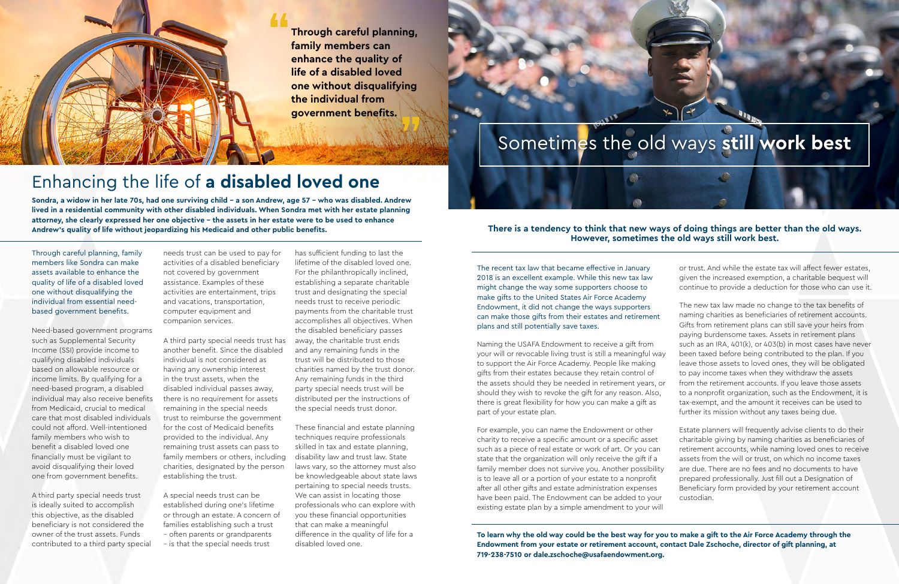> Through careful planning, family members can enhance the quality of life of a disabled loved one without disqualifying the individual from government benefits.

# Enhancing the life of **a disabled loved one**

**Sondra, a widow in her late 70s, had one surviving child – a son Andrew, age 57 – who was disabled. Andrew lived in a residential community with other disabled individuals. When Sondra met with her estate planning attorney, she clearly expressed her one objective – the assets in her estate were to be used to enhance Andrew's quality of life without jeopardizing his Medicaid and other public benefits.**

Through careful planning, family members like Sondra can make assets available to enhance the quality of life of a disabled loved one without disqualifying the individual from essential need-based government benefits.

Need-based government programs such as Supplemental Security Income (SSI) provide income to qualifying disabled individuals based on allowable resource or income limits. By qualifying for a need-based program, a disabled individual may also receive benefits from Medicaid, crucial to medical care that most disabled individuals could not afford. Well-intentioned family members who wish to benefit a disabled loved one financially must be vigilant to avoid disqualifying their loved one from government benefits.

A third party special needs trust is ideally suited to accomplish this objective, as the disabled beneficiary is not considered the owner of the trust assets. Funds contributed to a third party special needs trust can be used to pay for activities of a disabled beneficiary not covered by government assistance. Examples of these activities are entertainment, trips and vacations, transportation, computer equipment and companion services.

A third party special needs trust has another benefit. Since the disabled individual is not considered as having any ownership interest in the trust assets, when the disabled individual passes away, there is no requirement for assets remaining in the special needs trust to reimburse the government for the cost of Medicaid benefits provided to the individual. Any remaining trust assets can pass to family members or others, including charities, designated by the person establishing the trust.

A special needs trust can be established during one's lifetime or through an estate. A concern of families establishing such a trust – often parents or grandparents – is that the special needs trust has sufficient funding to last the lifetime of the disabled loved one. For the philanthropically inclined, establishing a separate charitable trust and designating the special needs trust to receive periodic payments from the charitable trust accomplishes all objectives. When the disabled beneficiary passes away, the charitable trust ends and any remaining funds in the trust will be distributed to those charities named by the trust donor. Any remaining funds in the third party special needs trust will be distributed per the instructions of the special needs trust donor.

These financial and estate planning techniques require professionals skilled in tax and estate planning, disability law and trust law. State laws vary, so the attorney must also be knowledgeable about state laws pertaining to special needs trusts. We can assist in locating those professionals who can explore with you these financial opportunities that can make a meaningful difference in the quality of life for a disabled loved one.

# Sometimes the old ways **still work best**

**There is a tendency to think that new ways of doing things are better than the old ways. However, sometimes the old ways still work best.**

The recent tax law that became effective in January 2018 is an excellent example. While this new tax law might change the way some supporters choose to make gifts to the United States Air Force Academy Endowment, it did not change the ways supporters can make those gifts from their estates and retirement plans and still potentially save taxes.

Naming the USAFA Endowment to receive a gift from your will or revocable living trust is still a meaningful way to support the Air Force Academy. People like making gifts from their estates because they retain control of the assets should they be needed in retirement years, or should they wish to revoke the gift for any reason. Also, there is great flexibility for how you can make a gift as part of your estate plan.

For example, you can name the Endowment or other charity to receive a specific amount or a specific asset such as a piece of real estate or work of art. Or you can state that the organization will only receive the gift if a family member does not survive you. Another possibility is to leave all or a portion of your estate to a nonprofit after all other gifts and estate administration expenses have been paid. The Endowment can be added to your existing estate plan by a simple amendment to your will or trust. And while the estate tax will affect fewer estates, given the increased exemption, a charitable bequest will continue to provide a deduction for those who can use it.

The new tax law made no change to the tax benefits of naming charities as beneficiaries of retirement accounts. Gifts from retirement plans can still save your heirs from paying burdensome taxes. Assets in retirement plans such as an IRA, 401(k), or 403(b) in most cases have never been taxed before being contributed to the plan. If you leave those assets to loved ones, they will be obligated to pay income taxes when they withdraw the assets from the retirement accounts. If you leave those assets to a nonprofit organization, such as the Endowment, it is tax-exempt, and the amount it receives can be used to further its mission without any taxes being due.

Estate planners will frequently advise clients to do their charitable giving by naming charities as beneficiaries of retirement accounts, while naming loved ones to receive assets from the will or trust, on which no income taxes are due. There are no fees and no documents to have prepared professionally. Just fill out a Designation of Beneficiary form provided by your retirement account custodian.

**To learn why the old way could be the best way for you to make a gift to the Air Force Academy through the Endowment from your estate or retirement account, contact Dale Zschoche, director of gift planning, at 719-238-7510 or dale.zschoche@usafaendowment.org.**